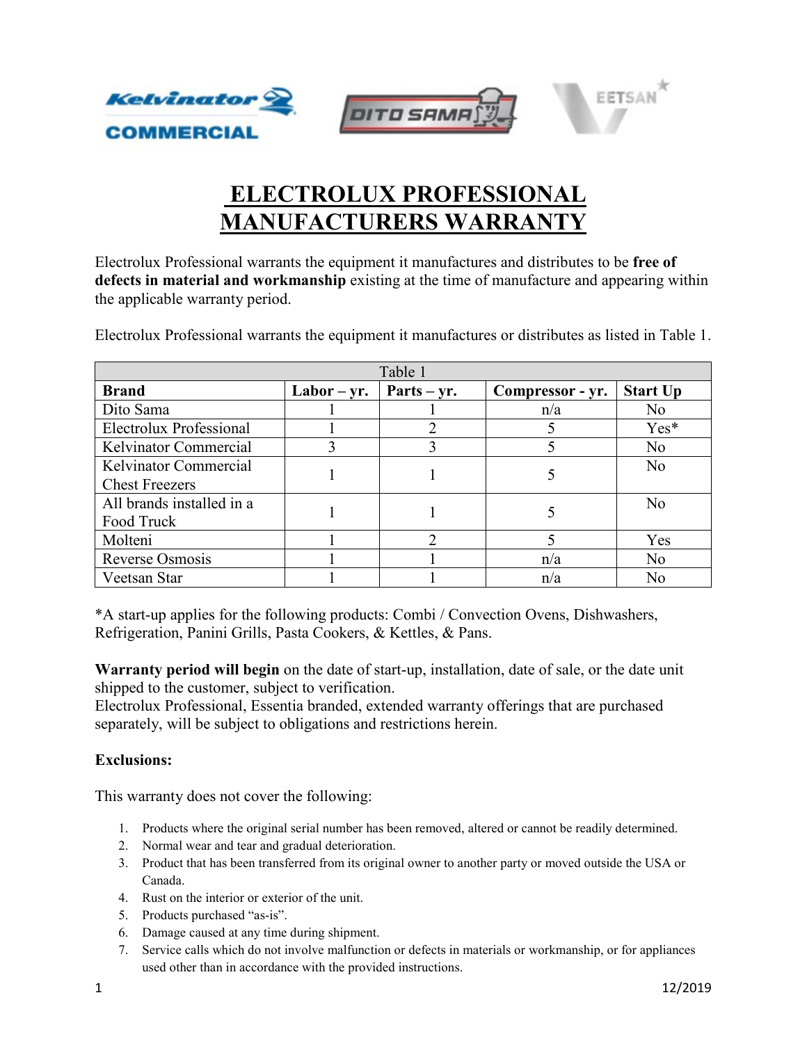# ELECTROLUX PROFESSIONAL MANUFACTURERS WARRANTY

Electrolux Professional warrants the equipment it manufactures and distributes to be **free of defects in material and workmanship** existing at the time of manufacture and appearing within the applicable warranty period.

Electrolux Professional warrants the equipment it manufactures or distributes as listed in Table 1.

| Table 1 | | | | |
|---|---|---|---|---|
| **Brand** | **Labor – yr.** | **Parts – yr.** | **Compressor - yr.** | **Start Up** |
| Dito Sama | 1 | 1 | n/a | No |
| Electrolux Professional | 1 | 2 | 5 | Yes* |
| Kelvinator Commercial | 3 | 3 | 5 | No |
| Kelvinator Commercial Chest Freezers | 1 | 1 | 5 | No |
| All brands installed in a Food Truck | 1 | 1 | 5 | No |
| Molteni | 1 | 2 | 5 | Yes |
| Reverse Osmosis | 1 | 1 | n/a | No |
| Veetsan Star | 1 | 1 | n/a | No |

*A start-up applies for the following products: Combi / Convection Ovens, Dishwashers, Refrigeration, Panini Grills, Pasta Cookers, & Kettles, & Pans.

**Warranty period will begin** on the date of start-up, installation, date of sale, or the date unit shipped to the customer, subject to verification.
Electrolux Professional, Essentia branded, extended warranty offerings that are purchased separately, will be subject to obligations and restrictions herein.

**Exclusions:**

This warranty does not cover the following:

1. Products where the original serial number has been removed, altered or cannot be readily determined.
2. Normal wear and tear and gradual deterioration.
3. Product that has been transferred from its original owner to another party or moved outside the USA or Canada.
4. Rust on the interior or exterior of the unit.
5. Products purchased "as-is".
6. Damage caused at any time during shipment.
7. Service calls which do not involve malfunction or defects in materials or workmanship, or for appliances used other than in accordance with the provided instructions.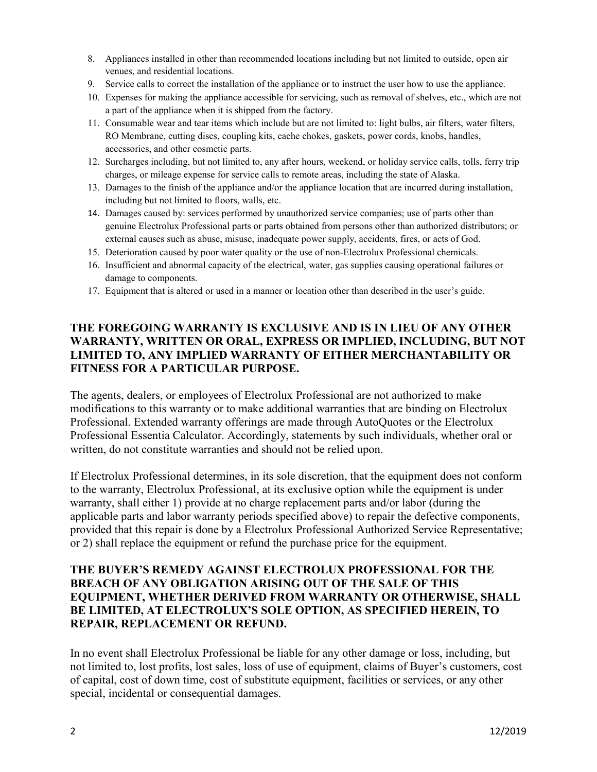8. Appliances installed in other than recommended locations including but not limited to outside, open air venues, and residential locations.
9. Service calls to correct the installation of the appliance or to instruct the user how to use the appliance.
10. Expenses for making the appliance accessible for servicing, such as removal of shelves, etc., which are not a part of the appliance when it is shipped from the factory.
11. Consumable wear and tear items which include but are not limited to: light bulbs, air filters, water filters, RO Membrane, cutting discs, coupling kits, cache chokes, gaskets, power cords, knobs, handles, accessories, and other cosmetic parts.
12. Surcharges including, but not limited to, any after hours, weekend, or holiday service calls, tolls, ferry trip charges, or mileage expense for service calls to remote areas, including the state of Alaska.
13. Damages to the finish of the appliance and/or the appliance location that are incurred during installation, including but not limited to floors, walls, etc.
14. Damages caused by: services performed by unauthorized service companies; use of parts other than genuine Electrolux Professional parts or parts obtained from persons other than authorized distributors; or external causes such as abuse, misuse, inadequate power supply, accidents, fires, or acts of God.
15. Deterioration caused by poor water quality or the use of non-Electrolux Professional chemicals.
16. Insufficient and abnormal capacity of the electrical, water, gas supplies causing operational failures or damage to components.
17. Equipment that is altered or used in a manner or location other than described in the user's guide.

**THE FOREGOING WARRANTY IS EXCLUSIVE AND IS IN LIEU OF ANY OTHER WARRANTY, WRITTEN OR ORAL, EXPRESS OR IMPLIED, INCLUDING, BUT NOT LIMITED TO, ANY IMPLIED WARRANTY OF EITHER MERCHANTABILITY OR FITNESS FOR A PARTICULAR PURPOSE.**

The agents, dealers, or employees of Electrolux Professional are not authorized to make modifications to this warranty or to make additional warranties that are binding on Electrolux Professional. Extended warranty offerings are made through AutoQuotes or the Electrolux Professional Essentia Calculator. Accordingly, statements by such individuals, whether oral or written, do not constitute warranties and should not be relied upon.

If Electrolux Professional determines, in its sole discretion, that the equipment does not conform to the warranty, Electrolux Professional, at its exclusive option while the equipment is under warranty, shall either 1) provide at no charge replacement parts and/or labor (during the applicable parts and labor warranty periods specified above) to repair the defective components, provided that this repair is done by a Electrolux Professional Authorized Service Representative; or 2) shall replace the equipment or refund the purchase price for the equipment.

**THE BUYER'S REMEDY AGAINST ELECTROLUX PROFESSIONAL FOR THE BREACH OF ANY OBLIGATION ARISING OUT OF THE SALE OF THIS EQUIPMENT, WHETHER DERIVED FROM WARRANTY OR OTHERWISE, SHALL BE LIMITED, AT ELECTROLUX'S SOLE OPTION, AS SPECIFIED HEREIN, TO REPAIR, REPLACEMENT OR REFUND.**

In no event shall Electrolux Professional be liable for any other damage or loss, including, but not limited to, lost profits, lost sales, loss of use of equipment, claims of Buyer's customers, cost of capital, cost of down time, cost of substitute equipment, facilities or services, or any other special, incidental or consequential damages.

12/2019